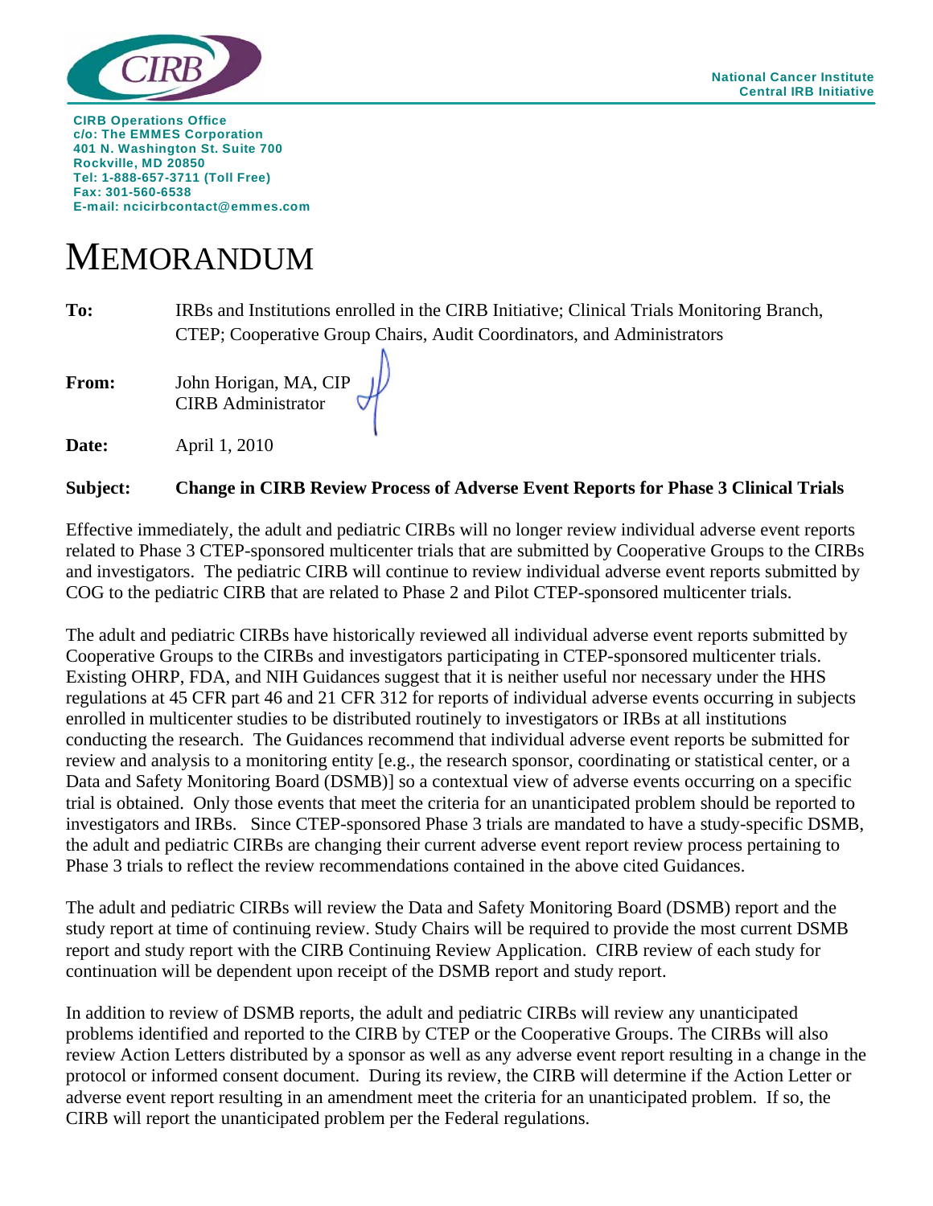National Cancer Institute
Central IRB Initiative

**CIRB Operations Office**
**c/o: The EMMES Corporation**
**401 N. Washington St. Suite 700**
**Rockville, MD 20850**
**Tel: 1-888-657-3711 (Toll Free)**
**Fax: 301-560-6538**
**E-mail: ncicirbcontact@emmes.com**

# MEMORANDUM

**To:** IRBs and Institutions enrolled in the CIRB Initiative; Clinical Trials Monitoring Branch, CTEP; Cooperative Group Chairs, Audit Coordinators, and Administrators

**From:** John Horigan, MA, CIP
CIRB Administrator

**Date:** April 1, 2010

**Subject:** **Change in CIRB Review Process of Adverse Event Reports for Phase 3 Clinical Trials**

Effective immediately, the adult and pediatric CIRBs will no longer review individual adverse event reports related to Phase 3 CTEP-sponsored multicenter trials that are submitted by Cooperative Groups to the CIRBs and investigators. The pediatric CIRB will continue to review individual adverse event reports submitted by COG to the pediatric CIRB that are related to Phase 2 and Pilot CTEP-sponsored multicenter trials.

The adult and pediatric CIRBs have historically reviewed all individual adverse event reports submitted by Cooperative Groups to the CIRBs and investigators participating in CTEP-sponsored multicenter trials. Existing OHRP, FDA, and NIH Guidances suggest that it is neither useful nor necessary under the HHS regulations at 45 CFR part 46 and 21 CFR 312 for reports of individual adverse events occurring in subjects enrolled in multicenter studies to be distributed routinely to investigators or IRBs at all institutions conducting the research. The Guidances recommend that individual adverse event reports be submitted for review and analysis to a monitoring entity [e.g., the research sponsor, coordinating or statistical center, or a Data and Safety Monitoring Board (DSMB)] so a contextual view of adverse events occurring on a specific trial is obtained. Only those events that meet the criteria for an unanticipated problem should be reported to investigators and IRBs. Since CTEP-sponsored Phase 3 trials are mandated to have a study-specific DSMB, the adult and pediatric CIRBs are changing their current adverse event report review process pertaining to Phase 3 trials to reflect the review recommendations contained in the above cited Guidances.

The adult and pediatric CIRBs will review the Data and Safety Monitoring Board (DSMB) report and the study report at time of continuing review. Study Chairs will be required to provide the most current DSMB report and study report with the CIRB Continuing Review Application. CIRB review of each study for continuation will be dependent upon receipt of the DSMB report and study report.

In addition to review of DSMB reports, the adult and pediatric CIRBs will review any unanticipated problems identified and reported to the CIRB by CTEP or the Cooperative Groups. The CIRBs will also review Action Letters distributed by a sponsor as well as any adverse event report resulting in a change in the protocol or informed consent document. During its review, the CIRB will determine if the Action Letter or adverse event report resulting in an amendment meet the criteria for an unanticipated problem. If so, the CIRB will report the unanticipated problem per the Federal regulations.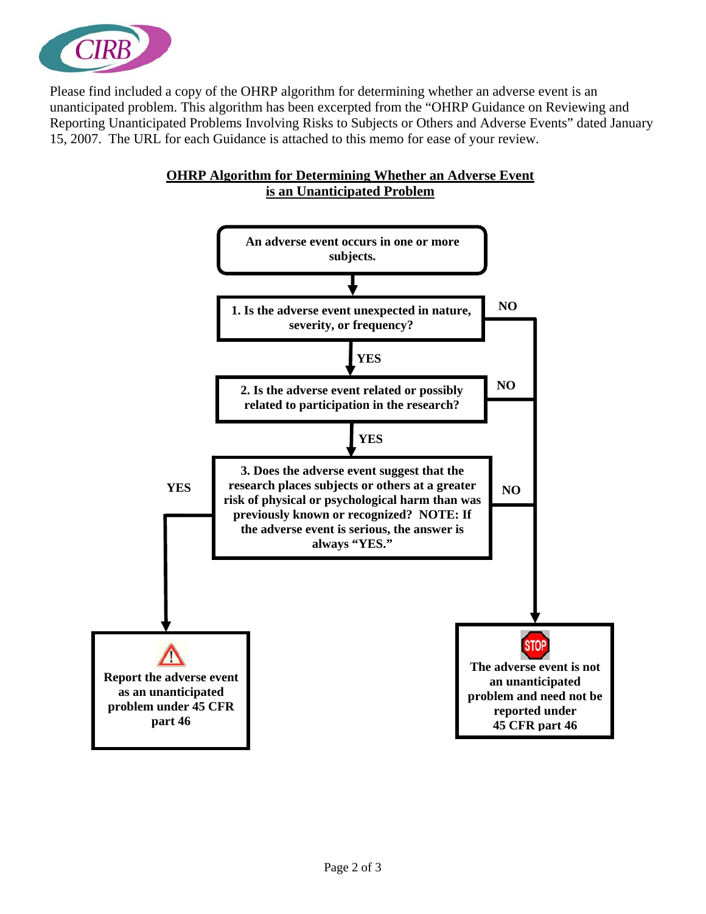Please find included a copy of the OHRP algorithm for determining whether an adverse event is an unanticipated problem. This algorithm has been excerpted from the "OHRP Guidance on Reviewing and Reporting Unanticipated Problems Involving Risks to Subjects or Others and Adverse Events" dated January 15, 2007. The URL for each Guidance is attached to this memo for ease of your review.

## OHRP Algorithm for Determining Whether an Adverse Event is an Unanticipated Problem

**An adverse event occurs in one or more subjects.**

**1. Is the adverse event unexpected in nature, severity, or frequency?**

- **YES** → go to question 2
- **NO** → The adverse event is not an unanticipated problem and need not be reported under 45 CFR part 46

**2. Is the adverse event related or possibly related to participation in the research?**

- **YES** → go to question 3
- **NO** → The adverse event is not an unanticipated problem and need not be reported under 45 CFR part 46

**3. Does the adverse event suggest that the research places subjects or others at a greater risk of physical or psychological harm than was previously known or recognized? NOTE: If the adverse event is serious, the answer is always "YES."**

- **YES** → Report the adverse event as an unanticipated problem under 45 CFR part 46
- **NO** → The adverse event is not an unanticipated problem and need not be reported under 45 CFR part 46

**Report the adverse event as an unanticipated problem under 45 CFR part 46**

**STOP: The adverse event is not an unanticipated problem and need not be reported under 45 CFR part 46**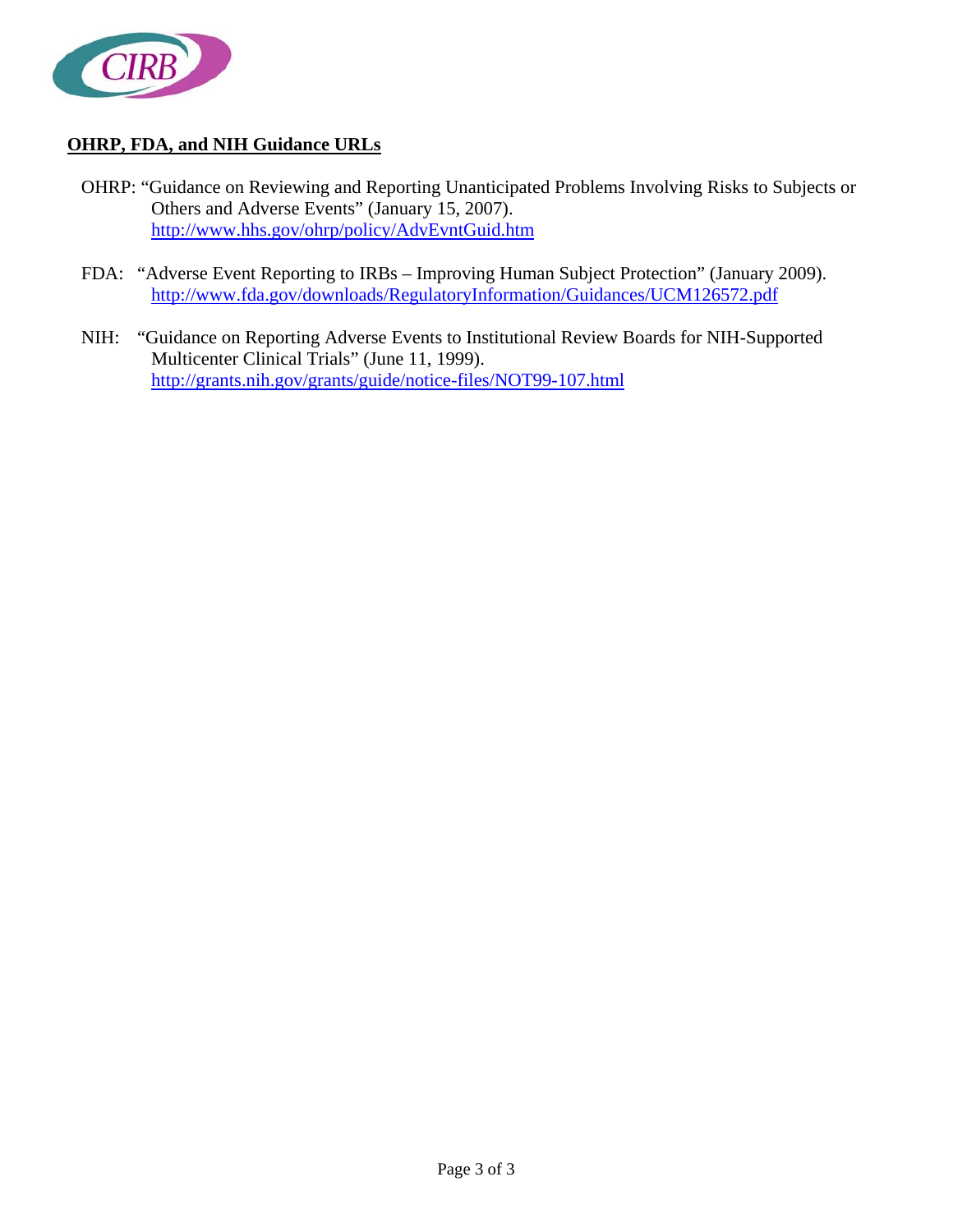## OHRP, FDA, and NIH Guidance URLs

OHRP: "Guidance on Reviewing and Reporting Unanticipated Problems Involving Risks to Subjects or Others and Adverse Events" (January 15, 2007).
http://www.hhs.gov/ohrp/policy/AdvEvntGuid.htm

FDA: "Adverse Event Reporting to IRBs – Improving Human Subject Protection" (January 2009).
http://www.fda.gov/downloads/RegulatoryInformation/Guidances/UCM126572.pdf

NIH: "Guidance on Reporting Adverse Events to Institutional Review Boards for NIH-Supported Multicenter Clinical Trials" (June 11, 1999).
http://grants.nih.gov/grants/guide/notice-files/NOT99-107.html